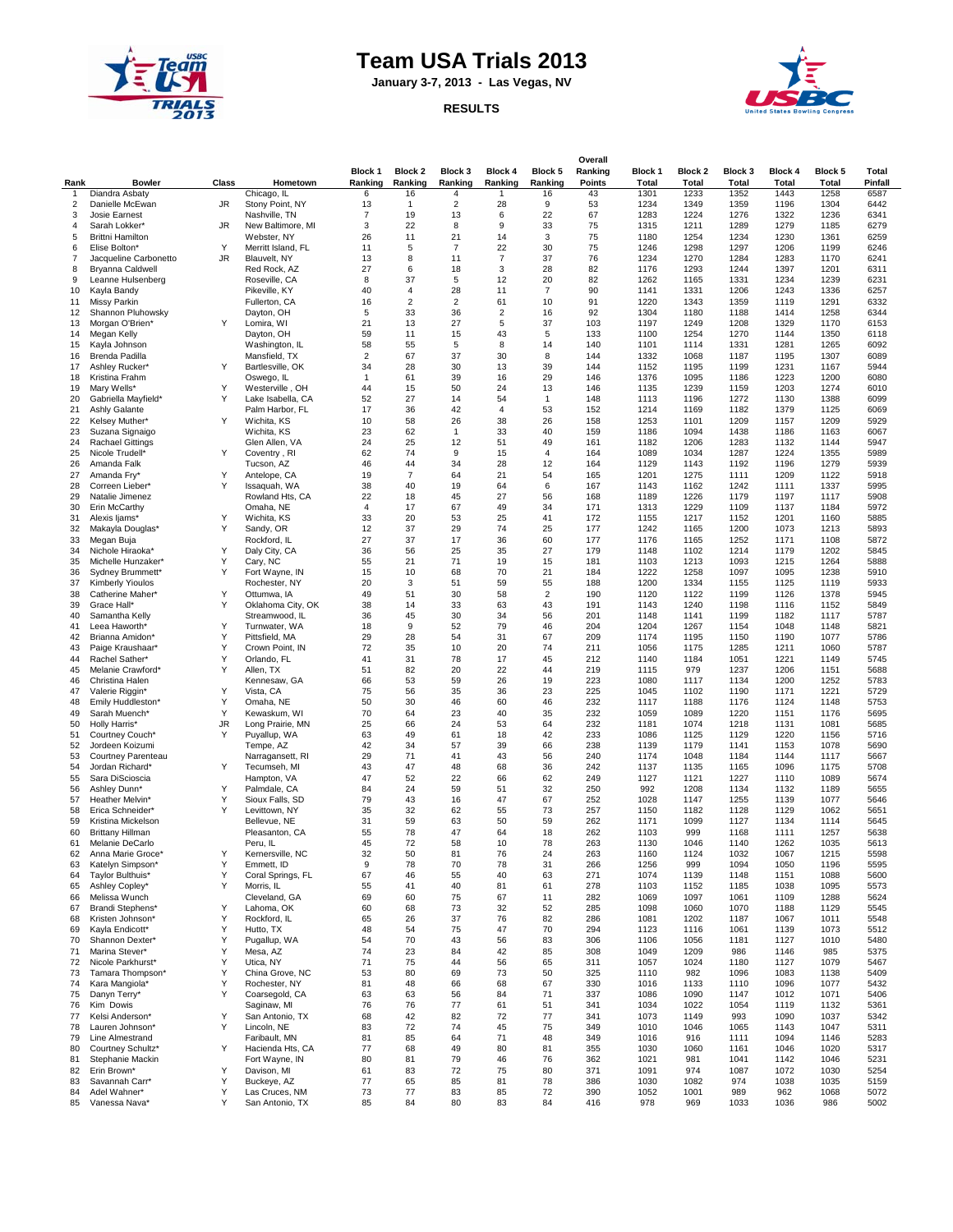# Team USA Trials 2013

**January 3-7, 2013 - Las Vegas, NV**

**RESULTS**

| Rank | Bowler | Class | Hometown | Block 1 Ranking | Block 2 Ranking | Block 3 Ranking | Block 4 Ranking | Block 5 Ranking | Overall Ranking Points | Block 1 Total | Block 2 Total | Block 3 Total | Block 4 Total | Block 5 Total | Total Pinfall |
|---|---|---|---|---|---|---|---|---|---|---|---|---|---|---|---|
| 1 | Diandra Asbaty | | Chicago, IL | 6 | 16 | 4 | 1 | 16 | 43 | 1301 | 1233 | 1352 | 1443 | 1258 | 6587 |
| 2 | Danielle McEwan | JR | Stony Point, NY | 13 | 1 | 2 | 28 | 9 | 53 | 1234 | 1349 | 1359 | 1196 | 1304 | 6442 |
| 3 | Josie Earnest | | Nashville, TN | 7 | 19 | 13 | 6 | 22 | 67 | 1283 | 1224 | 1276 | 1322 | 1236 | 6341 |
| 4 | Sarah Lokker* | JR | New Baltimore, MI | 3 | 22 | 8 | 9 | 33 | 75 | 1315 | 1211 | 1289 | 1279 | 1185 | 6279 |
| 5 | Brittni Hamilton | | Webster, NY | 26 | 11 | 21 | 14 | 3 | 75 | 1180 | 1254 | 1234 | 1230 | 1361 | 6259 |
| 6 | Elise Bolton* | Y | Merritt Island, FL | 11 | 5 | 7 | 22 | 30 | 75 | 1246 | 1298 | 1297 | 1206 | 1199 | 6246 |
| 7 | Jacqueline Carbonetto | JR | Blauvelt, NY | 13 | 8 | 11 | 7 | 37 | 76 | 1234 | 1270 | 1284 | 1283 | 1170 | 6241 |
| 8 | Bryanna Caldwell | | Red Rock, AZ | 27 | 6 | 18 | 3 | 28 | 82 | 1176 | 1293 | 1244 | 1397 | 1201 | 6311 |
| 9 | Leanne Hulsenberg | | Roseville, CA | 8 | 37 | 5 | 12 | 20 | 82 | 1262 | 1165 | 1331 | 1234 | 1239 | 6231 |
| 10 | Kayla Bandy | | Pikeville, KY | 40 | 4 | 28 | 11 | 7 | 90 | 1141 | 1331 | 1206 | 1243 | 1336 | 6257 |
| 11 | Missy Parkin | | Fullerton, CA | 16 | 2 | 2 | 61 | 10 | 91 | 1220 | 1343 | 1359 | 1119 | 1291 | 6332 |
| 12 | Shannon Pluhowsky | | Dayton, OH | 5 | 33 | 36 | 2 | 16 | 92 | 1304 | 1180 | 1188 | 1414 | 1258 | 6344 |
| 13 | Morgan O'Brien* | Y | Lomira, WI | 21 | 13 | 27 | 5 | 37 | 103 | 1197 | 1249 | 1208 | 1329 | 1170 | 6153 |
| 14 | Megan Kelly | | Dayton, OH | 59 | 11 | 15 | 43 | 5 | 133 | 1100 | 1254 | 1270 | 1144 | 1350 | 6118 |
| 15 | Kayla Johnson | | Washington, IL | 58 | 55 | 5 | 8 | 14 | 140 | 1101 | 1114 | 1331 | 1281 | 1265 | 6092 |
| 16 | Brenda Padilla | | Mansfield, TX | 2 | 67 | 37 | 30 | 8 | 144 | 1332 | 1068 | 1187 | 1195 | 1307 | 6089 |
| 17 | Ashley Rucker* | Y | Bartlesville, OK | 34 | 28 | 30 | 13 | 39 | 144 | 1152 | 1195 | 1199 | 1231 | 1167 | 5944 |
| 18 | Kristina Frahm | | Oswego, IL | 1 | 61 | 39 | 16 | 29 | 146 | 1376 | 1095 | 1186 | 1223 | 1200 | 6080 |
| 19 | Mary Wells* | Y | Westerville , OH | 44 | 15 | 50 | 24 | 13 | 146 | 1135 | 1239 | 1159 | 1203 | 1274 | 6010 |
| 20 | Gabriella Mayfield* | Y | Lake Isabella, CA | 52 | 27 | 14 | 54 | 1 | 148 | 1113 | 1196 | 1272 | 1130 | 1388 | 6099 |
| 21 | Ashly Galante | | Palm Harbor, FL | 17 | 36 | 42 | 4 | 53 | 152 | 1214 | 1169 | 1182 | 1379 | 1125 | 6069 |
| 22 | Kelsey Muther* | Y | Wichita, KS | 10 | 58 | 26 | 38 | 26 | 158 | 1253 | 1101 | 1209 | 1157 | 1209 | 5929 |
| 23 | Suzana Signaigo | | Wichita, KS | 23 | 62 | 1 | 33 | 40 | 159 | 1186 | 1094 | 1438 | 1186 | 1163 | 6067 |
| 24 | Rachael Gittings | | Glen Allen, VA | 24 | 25 | 12 | 51 | 49 | 161 | 1182 | 1206 | 1283 | 1132 | 1144 | 5947 |
| 25 | Nicole Trudell* | Y | Coventry , RI | 62 | 74 | 9 | 15 | 4 | 164 | 1089 | 1034 | 1287 | 1224 | 1355 | 5989 |
| 26 | Amanda Falk | | Tucson, AZ | 46 | 44 | 34 | 28 | 12 | 164 | 1129 | 1143 | 1192 | 1196 | 1279 | 5939 |
| 27 | Amanda Fry* | Y | Antelope, CA | 19 | 7 | 64 | 21 | 54 | 165 | 1201 | 1275 | 1111 | 1209 | 1122 | 5918 |
| 28 | Correen Lieber* | Y | Issaquah, WA | 38 | 40 | 19 | 64 | 6 | 167 | 1143 | 1162 | 1242 | 1111 | 1337 | 5995 |
| 29 | Natalie Jimenez | | Rowland Hts, CA | 22 | 18 | 45 | 27 | 56 | 168 | 1189 | 1226 | 1179 | 1197 | 1117 | 5908 |
| 30 | Erin McCarthy | | Omaha, NE | 4 | 17 | 67 | 49 | 34 | 171 | 1313 | 1229 | 1109 | 1137 | 1184 | 5972 |
| 31 | Alexis Ijams* | Y | Wichita, KS | 33 | 20 | 53 | 25 | 41 | 172 | 1155 | 1217 | 1152 | 1201 | 1160 | 5885 |
| 32 | Makayla Douglas* | Y | Sandy, OR | 12 | 37 | 29 | 74 | 25 | 177 | 1242 | 1165 | 1200 | 1073 | 1213 | 5893 |
| 33 | Megan Buja | | Rockford, IL | 27 | 37 | 17 | 36 | 60 | 177 | 1176 | 1165 | 1252 | 1171 | 1108 | 5872 |
| 34 | Nichole Hiraoka* | Y | Daly City, CA | 36 | 56 | 25 | 35 | 27 | 179 | 1148 | 1102 | 1214 | 1179 | 1202 | 5845 |
| 35 | Michelle Hunzaker* | Y | Cary, NC | 55 | 21 | 71 | 19 | 15 | 181 | 1103 | 1213 | 1093 | 1215 | 1264 | 5888 |
| 36 | Sydney Brummett* | Y | Fort Wayne, IN | 15 | 10 | 68 | 70 | 21 | 184 | 1222 | 1258 | 1097 | 1095 | 1238 | 5910 |
| 37 | Kimberly Yioulos | | Rochester, NY | 20 | 3 | 51 | 59 | 55 | 188 | 1200 | 1334 | 1155 | 1125 | 1119 | 5933 |
| 38 | Catherine Maher* | Y | Ottumwa, IA | 49 | 51 | 30 | 58 | 2 | 190 | 1120 | 1122 | 1199 | 1126 | 1378 | 5945 |
| 39 | Grace Hall* | Y | Oklahoma City, OK | 38 | 14 | 33 | 63 | 43 | 191 | 1143 | 1240 | 1198 | 1116 | 1152 | 5849 |
| 40 | Samantha Kelly | | Streamwood, IL | 36 | 45 | 30 | 34 | 56 | 201 | 1148 | 1141 | 1199 | 1182 | 1117 | 5787 |
| 41 | Leea Haworth* | Y | Turnwater, WA | 18 | 9 | 52 | 79 | 46 | 204 | 1204 | 1267 | 1154 | 1048 | 1148 | 5821 |
| 42 | Brianna Amidon* | Y | Pittsfield, MA | 29 | 28 | 54 | 31 | 67 | 209 | 1174 | 1195 | 1150 | 1190 | 1077 | 5786 |
| 43 | Paige Kraushaar* | Y | Crown Point, IN | 72 | 35 | 10 | 20 | 74 | 211 | 1056 | 1175 | 1285 | 1211 | 1060 | 5787 |
| 44 | Rachel Sather* | Y | Orlando, FL | 41 | 31 | 78 | 17 | 45 | 212 | 1140 | 1184 | 1051 | 1221 | 1149 | 5745 |
| 45 | Melanie Crawford* | Y | Allen, TX | 51 | 82 | 20 | 22 | 44 | 219 | 1115 | 979 | 1237 | 1206 | 1151 | 5688 |
| 46 | Christina Halen | | Kennesaw, GA | 66 | 53 | 59 | 26 | 19 | 223 | 1080 | 1117 | 1134 | 1200 | 1252 | 5783 |
| 47 | Valerie Riggin* | Y | Vista, CA | 75 | 56 | 35 | 36 | 23 | 225 | 1045 | 1102 | 1190 | 1171 | 1221 | 5729 |
| 48 | Emily Huddleston* | Y | Omaha, NE | 50 | 30 | 46 | 60 | 46 | 232 | 1117 | 1188 | 1176 | 1124 | 1148 | 5753 |
| 49 | Sarah Muench* | Y | Kewaskum, WI | 70 | 64 | 23 | 40 | 35 | 232 | 1059 | 1089 | 1220 | 1151 | 1176 | 5695 |
| 50 | Holly Harris* | JR | Long Prairie, MN | 25 | 66 | 24 | 53 | 64 | 232 | 1181 | 1074 | 1218 | 1131 | 1081 | 5685 |
| 51 | Courtney Couch* | Y | Puyallup, WA | 63 | 49 | 61 | 18 | 42 | 233 | 1086 | 1125 | 1129 | 1220 | 1156 | 5716 |
| 52 | Jordeen Koizumi | | Tempe, AZ | 42 | 34 | 57 | 39 | 66 | 238 | 1139 | 1179 | 1141 | 1153 | 1078 | 5690 |
| 53 | Courtney Parenteau | | Narragansett, RI | 29 | 71 | 41 | 43 | 56 | 240 | 1174 | 1048 | 1184 | 1144 | 1117 | 5667 |
| 54 | Jordan Richard* | Y | Tecumseh, MI | 43 | 47 | 48 | 68 | 36 | 242 | 1137 | 1135 | 1165 | 1096 | 1175 | 5708 |
| 55 | Sara DiScioscia | | Hampton, VA | 47 | 52 | 22 | 66 | 62 | 249 | 1127 | 1121 | 1227 | 1110 | 1089 | 5674 |
| 56 | Ashley Dunn* | Y | Palmdale, CA | 84 | 24 | 59 | 51 | 32 | 250 | 992 | 1208 | 1134 | 1132 | 1189 | 5655 |
| 57 | Heather Melvin* | Y | Sioux Falls, SD | 79 | 43 | 16 | 47 | 67 | 252 | 1028 | 1147 | 1255 | 1139 | 1077 | 5646 |
| 58 | Erica Schneider* | Y | Levittown, NY | 35 | 32 | 62 | 55 | 73 | 257 | 1150 | 1182 | 1128 | 1129 | 1062 | 5651 |
| 59 | Kristina Mickelson | | Bellevue, NE | 31 | 59 | 63 | 50 | 59 | 262 | 1171 | 1099 | 1127 | 1134 | 1114 | 5645 |
| 60 | Brittany Hillman | | Pleasanton, CA | 55 | 78 | 47 | 64 | 18 | 262 | 1103 | 999 | 1168 | 1111 | 1257 | 5638 |
| 61 | Melanie DeCarlo | | Peru, IL | 45 | 72 | 58 | 10 | 78 | 263 | 1130 | 1046 | 1140 | 1262 | 1035 | 5613 |
| 62 | Anna Marie Groce* | Y | Kernersville, NC | 32 | 50 | 81 | 76 | 24 | 263 | 1160 | 1124 | 1032 | 1067 | 1215 | 5598 |
| 63 | Katelyn Simpson* | Y | Emmett, ID | 9 | 78 | 70 | 78 | 31 | 266 | 1256 | 999 | 1094 | 1050 | 1196 | 5595 |
| 64 | Taylor Bulthuis* | Y | Coral Springs, FL | 67 | 46 | 55 | 40 | 63 | 271 | 1074 | 1139 | 1148 | 1151 | 1088 | 5600 |
| 65 | Ashley Copley* | Y | Morris, IL | 55 | 41 | 40 | 81 | 61 | 278 | 1103 | 1152 | 1185 | 1038 | 1095 | 5573 |
| 66 | Melissa Wunch | | Cleveland, GA | 69 | 60 | 75 | 67 | 11 | 282 | 1069 | 1097 | 1061 | 1109 | 1288 | 5624 |
| 67 | Brandi Stephens* | Y | Lahoma, OK | 60 | 68 | 73 | 32 | 52 | 285 | 1098 | 1060 | 1070 | 1188 | 1129 | 5545 |
| 68 | Kristen Johnson* | Y | Rockford, IL | 65 | 26 | 37 | 76 | 82 | 286 | 1081 | 1202 | 1187 | 1067 | 1011 | 5548 |
| 69 | Kayla Endicott* | Y | Hutto, TX | 48 | 54 | 75 | 47 | 70 | 294 | 1123 | 1116 | 1061 | 1139 | 1073 | 5512 |
| 70 | Shannon Dexter* | Y | Pugallup, WA | 54 | 70 | 43 | 56 | 83 | 306 | 1106 | 1056 | 1181 | 1127 | 1010 | 5480 |
| 71 | Marina Stever* | Y | Mesa, AZ | 74 | 23 | 84 | 42 | 85 | 308 | 1049 | 1209 | 986 | 1146 | 985 | 5375 |
| 72 | Nicole Parkhurst* | Y | Utica, NY | 71 | 75 | 44 | 56 | 65 | 311 | 1057 | 1024 | 1180 | 1127 | 1079 | 5467 |
| 73 | Tamara Thompson* | Y | China Grove, NC | 53 | 80 | 69 | 73 | 50 | 325 | 1110 | 982 | 1096 | 1083 | 1138 | 5409 |
| 74 | Kara Mangiola* | Y | Rochester, NY | 81 | 48 | 66 | 68 | 67 | 330 | 1016 | 1133 | 1110 | 1096 | 1077 | 5432 |
| 75 | Danyn Terry* | Y | Coarsegold, CA | 63 | 63 | 56 | 84 | 71 | 337 | 1086 | 1090 | 1147 | 1012 | 1071 | 5406 |
| 76 | Kim Dowis | | Saginaw, MI | 76 | 76 | 77 | 61 | 51 | 341 | 1034 | 1022 | 1054 | 1119 | 1132 | 5361 |
| 77 | Kelsi Anderson* | Y | San Antonio, TX | 68 | 42 | 82 | 72 | 77 | 341 | 1073 | 1149 | 993 | 1090 | 1037 | 5342 |
| 78 | Lauren Johnson* | Y | Lincoln, NE | 83 | 72 | 74 | 45 | 75 | 349 | 1010 | 1046 | 1065 | 1143 | 1047 | 5311 |
| 79 | Line Almestrand | | Faribault, MN | 81 | 85 | 64 | 71 | 48 | 349 | 1016 | 916 | 1111 | 1094 | 1146 | 5283 |
| 80 | Courtney Schultz* | Y | Hacienda Hts, CA | 77 | 68 | 49 | 80 | 81 | 355 | 1030 | 1060 | 1161 | 1046 | 1020 | 5317 |
| 81 | Stephanie Mackin | | Fort Wayne, IN | 80 | 81 | 79 | 46 | 76 | 362 | 1021 | 981 | 1041 | 1142 | 1046 | 5231 |
| 82 | Erin Brown* | Y | Davison, MI | 61 | 83 | 72 | 75 | 80 | 371 | 1091 | 974 | 1087 | 1072 | 1030 | 5254 |
| 83 | Savannah Carr* | Y | Buckeye, AZ | 77 | 65 | 85 | 81 | 78 | 386 | 1030 | 1082 | 974 | 1038 | 1035 | 5159 |
| 84 | Adel Wahner* | Y | Las Cruces, NM | 73 | 77 | 83 | 85 | 72 | 390 | 1052 | 1001 | 989 | 962 | 1068 | 5072 |
| 85 | Vanessa Nava* | Y | San Antonio, TX | 85 | 84 | 80 | 83 | 84 | 416 | 978 | 969 | 1033 | 1036 | 986 | 5002 |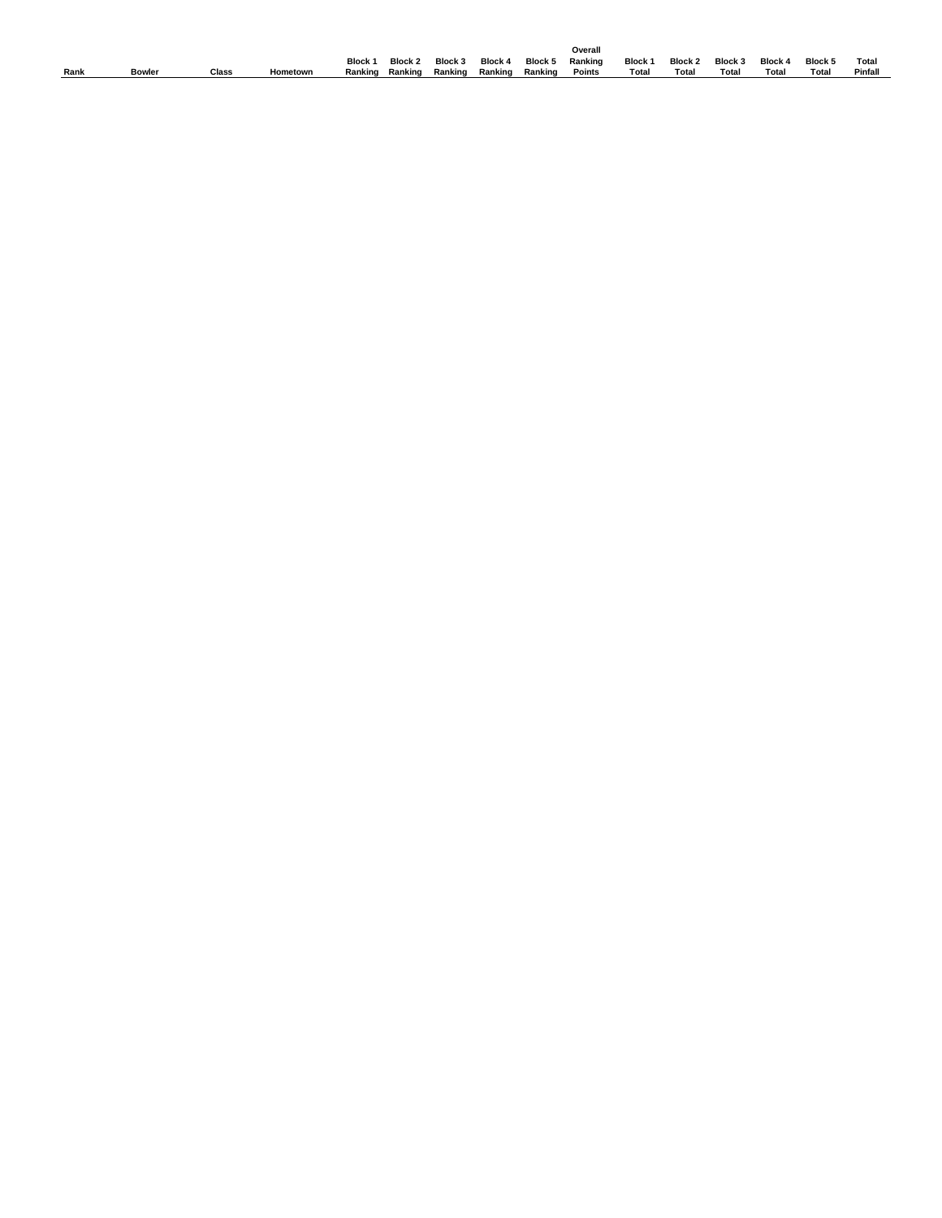| Rank | Bowler | Class | Hometown | Block 1 Ranking | Block 2 Ranking | Block 3 Ranking | Block 4 Ranking | Block 5 Ranking | Overall Ranking Points | Block 1 Total | Block 2 Total | Block 3 Total | Block 4 Total | Block 5 Total | Total Pinfall |
|---|---|---|---|---|---|---|---|---|---|---|---|---|---|---|---|